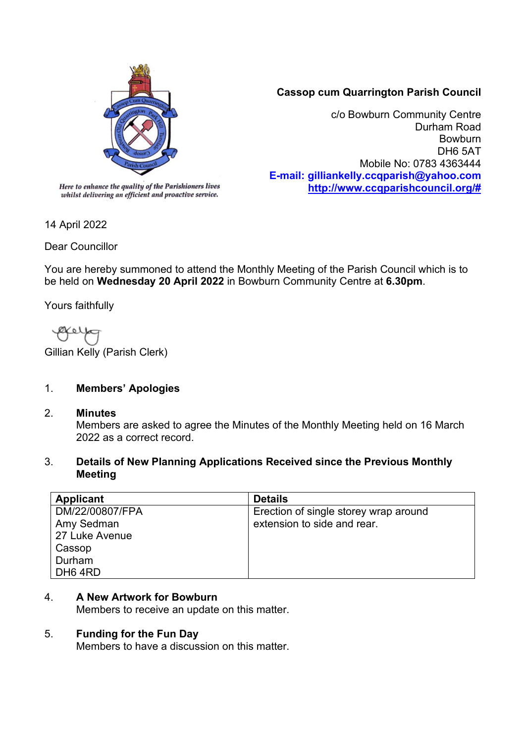*Here to enhance the quality of the Parishioners lives whilst delivering an efficient and proactive service.*

**Cassop cum Quarrington Parish Council**

c/o Bowburn Community Centre
Durham Road
Bowburn
DH6 5AT
Mobile No: 0783 4363444
**E-mail: gilliankelly.ccqparish@yahoo.com**
**http://www.ccqparishcouncil.org/#**

14 April 2022

Dear Councillor

You are hereby summoned to attend the Monthly Meeting of the Parish Council which is to be held on **Wednesday 20 April 2022** in Bowburn Community Centre at **6.30pm**.

Yours faithfully

Gillian Kelly (Parish Clerk)

1. **Members' Apologies**

2. **Minutes**
   Members are asked to agree the Minutes of the Monthly Meeting held on 16 March 2022 as a correct record.

3. **Details of New Planning Applications Received since the Previous Monthly Meeting**

| Applicant | Details |
|---|---|
| DM/22/00807/FPA<br>Amy Sedman<br>27 Luke Avenue<br>Cassop<br>Durham<br>DH6 4RD | Erection of single storey wrap around extension to side and rear. |

4. **A New Artwork for Bowburn**
   Members to receive an update on this matter.

5. **Funding for the Fun Day**
   Members to have a discussion on this matter.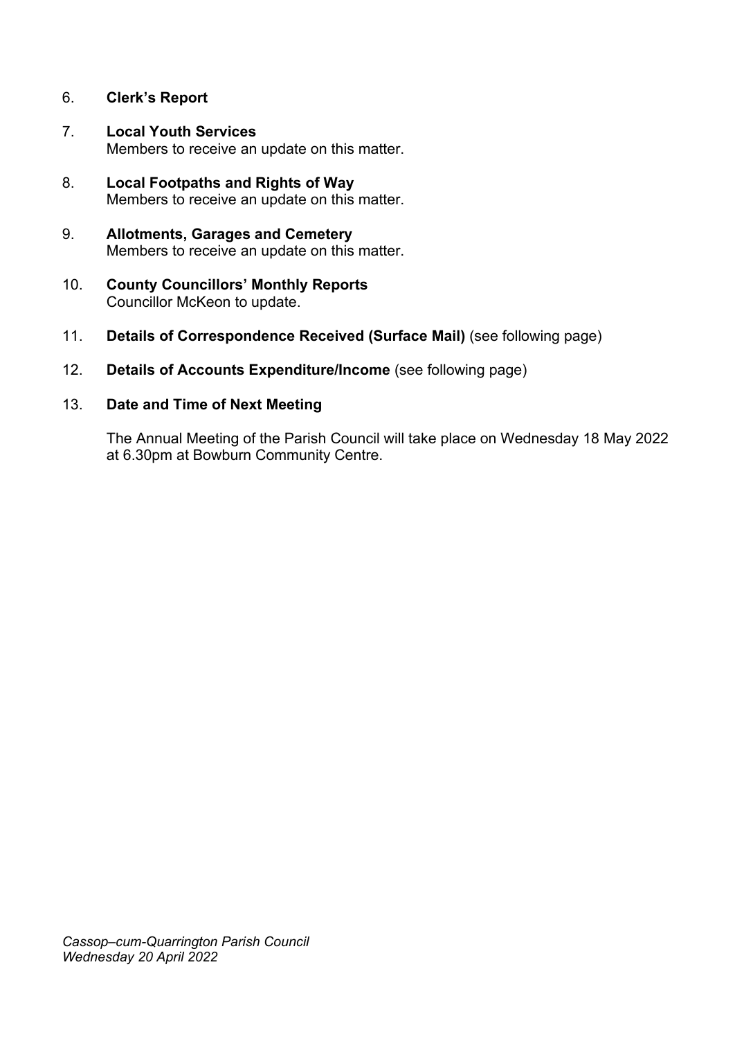6. **Clerk's Report**

7. **Local Youth Services**
   Members to receive an update on this matter.

8. **Local Footpaths and Rights of Way**
   Members to receive an update on this matter.

9. **Allotments, Garages and Cemetery**
   Members to receive an update on this matter.

10. **County Councillors' Monthly Reports**
    Councillor McKeon to update.

11. **Details of Correspondence Received (Surface Mail)** (see following page)

12. **Details of Accounts Expenditure/Income** (see following page)

13. **Date and Time of Next Meeting**

    The Annual Meeting of the Parish Council will take place on Wednesday 18 May 2022 at 6.30pm at Bowburn Community Centre.